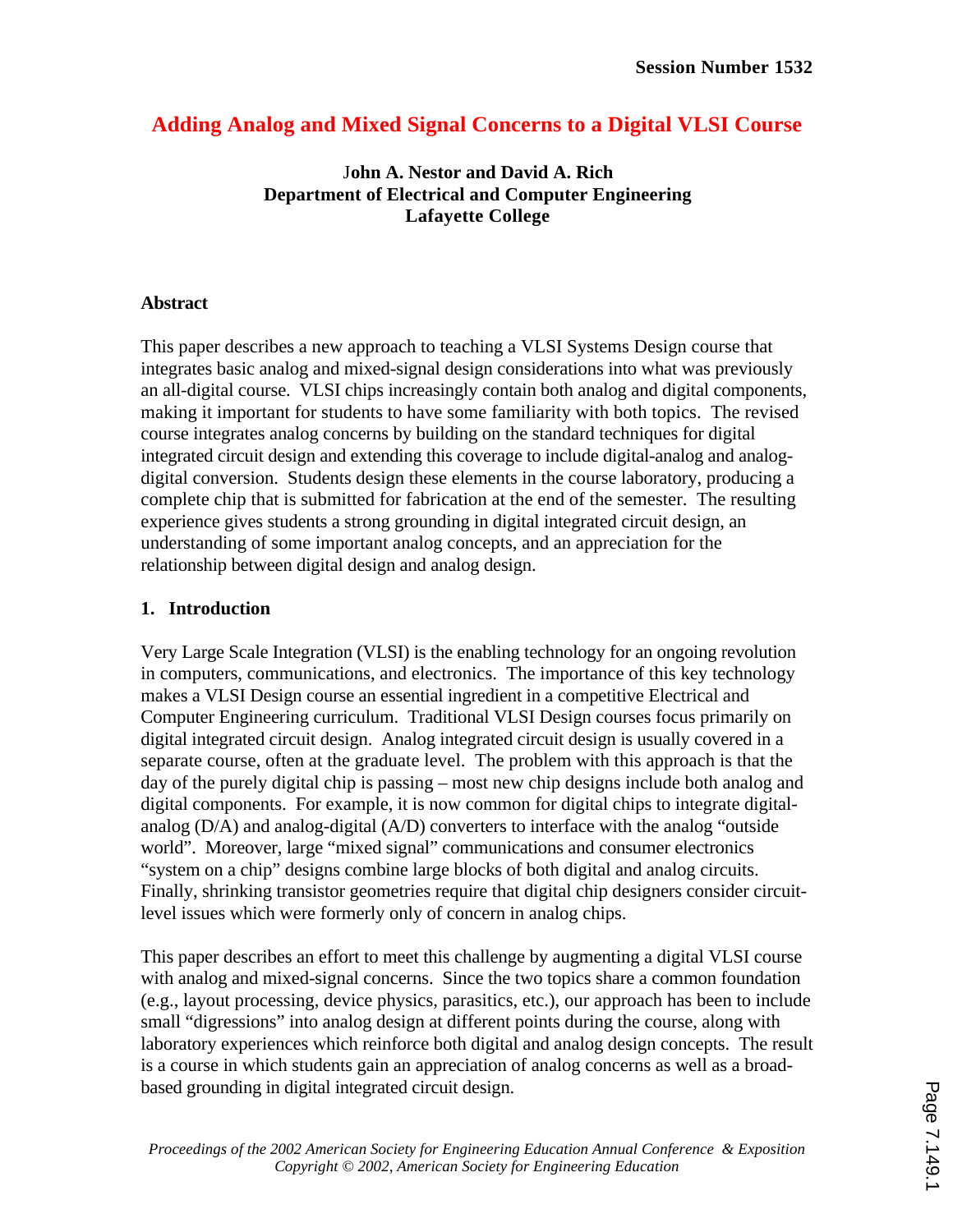Session Number 1532

# Adding Analog and Mixed Signal Concerns to a Digital VLSI Course

**John A. Nestor and David A. Rich**
**Department of Electrical and Computer Engineering**
**Lafayette College**

## Abstract

This paper describes a new approach to teaching a VLSI Systems Design course that integrates basic analog and mixed-signal design considerations into what was previously an all-digital course. VLSI chips increasingly contain both analog and digital components, making it important for students to have some familiarity with both topics. The revised course integrates analog concerns by building on the standard techniques for digital integrated circuit design and extending this coverage to include digital-analog and analog-digital conversion. Students design these elements in the course laboratory, producing a complete chip that is submitted for fabrication at the end of the semester. The resulting experience gives students a strong grounding in digital integrated circuit design, an understanding of some important analog concepts, and an appreciation for the relationship between digital design and analog design.

## 1. Introduction

Very Large Scale Integration (VLSI) is the enabling technology for an ongoing revolution in computers, communications, and electronics. The importance of this key technology makes a VLSI Design course an essential ingredient in a competitive Electrical and Computer Engineering curriculum. Traditional VLSI Design courses focus primarily on digital integrated circuit design. Analog integrated circuit design is usually covered in a separate course, often at the graduate level. The problem with this approach is that the day of the purely digital chip is passing – most new chip designs include both analog and digital components. For example, it is now common for digital chips to integrate digital-analog (D/A) and analog-digital (A/D) converters to interface with the analog "outside world". Moreover, large "mixed signal" communications and consumer electronics "system on a chip" designs combine large blocks of both digital and analog circuits. Finally, shrinking transistor geometries require that digital chip designers consider circuit-level issues which were formerly only of concern in analog chips.

This paper describes an effort to meet this challenge by augmenting a digital VLSI course with analog and mixed-signal concerns. Since the two topics share a common foundation (e.g., layout processing, device physics, parasitics, etc.), our approach has been to include small "digressions" into analog design at different points during the course, along with laboratory experiences which reinforce both digital and analog design concepts. The result is a course in which students gain an appreciation of analog concerns as well as a broad-based grounding in digital integrated circuit design.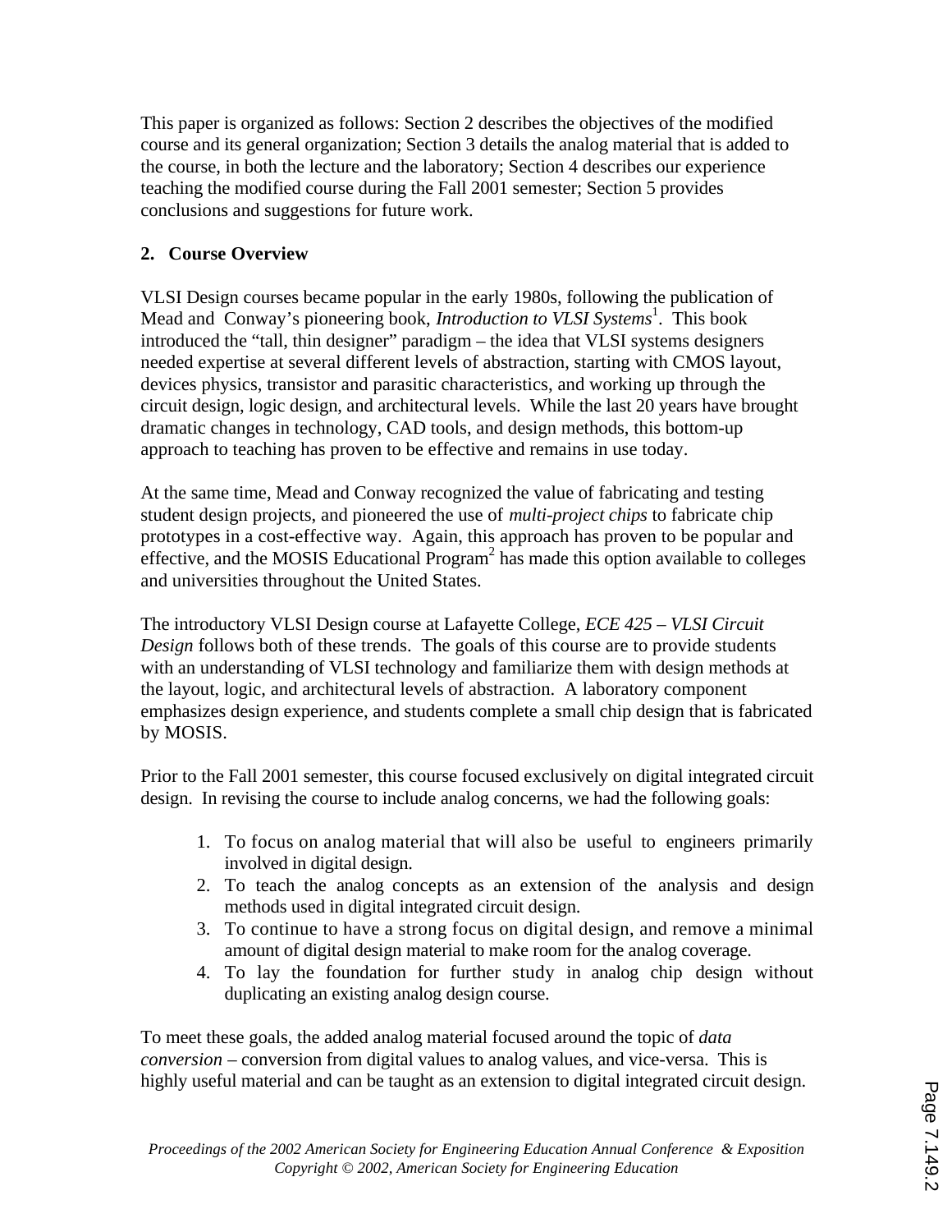This paper is organized as follows: Section 2 describes the objectives of the modified course and its general organization; Section 3 details the analog material that is added to the course, in both the lecture and the laboratory; Section 4 describes our experience teaching the modified course during the Fall 2001 semester; Section 5 provides conclusions and suggestions for future work.

## 2. Course Overview

VLSI Design courses became popular in the early 1980s, following the publication of Mead and Conway's pioneering book, *Introduction to VLSI Systems*[1]. This book introduced the "tall, thin designer" paradigm – the idea that VLSI systems designers needed expertise at several different levels of abstraction, starting with CMOS layout, devices physics, transistor and parasitic characteristics, and working up through the circuit design, logic design, and architectural levels. While the last 20 years have brought dramatic changes in technology, CAD tools, and design methods, this bottom-up approach to teaching has proven to be effective and remains in use today.

At the same time, Mead and Conway recognized the value of fabricating and testing student design projects, and pioneered the use of *multi-project chips* to fabricate chip prototypes in a cost-effective way. Again, this approach has proven to be popular and effective, and the MOSIS Educational Program[2] has made this option available to colleges and universities throughout the United States.

The introductory VLSI Design course at Lafayette College, *ECE 425 – VLSI Circuit Design* follows both of these trends. The goals of this course are to provide students with an understanding of VLSI technology and familiarize them with design methods at the layout, logic, and architectural levels of abstraction. A laboratory component emphasizes design experience, and students complete a small chip design that is fabricated by MOSIS.

Prior to the Fall 2001 semester, this course focused exclusively on digital integrated circuit design. In revising the course to include analog concerns, we had the following goals:

1. To focus on analog material that will also be useful to engineers primarily involved in digital design.
2. To teach the analog concepts as an extension of the analysis and design methods used in digital integrated circuit design.
3. To continue to have a strong focus on digital design, and remove a minimal amount of digital design material to make room for the analog coverage.
4. To lay the foundation for further study in analog chip design without duplicating an existing analog design course.

To meet these goals, the added analog material focused around the topic of *data conversion* – conversion from digital values to analog values, and vice-versa. This is highly useful material and can be taught as an extension to digital integrated circuit design.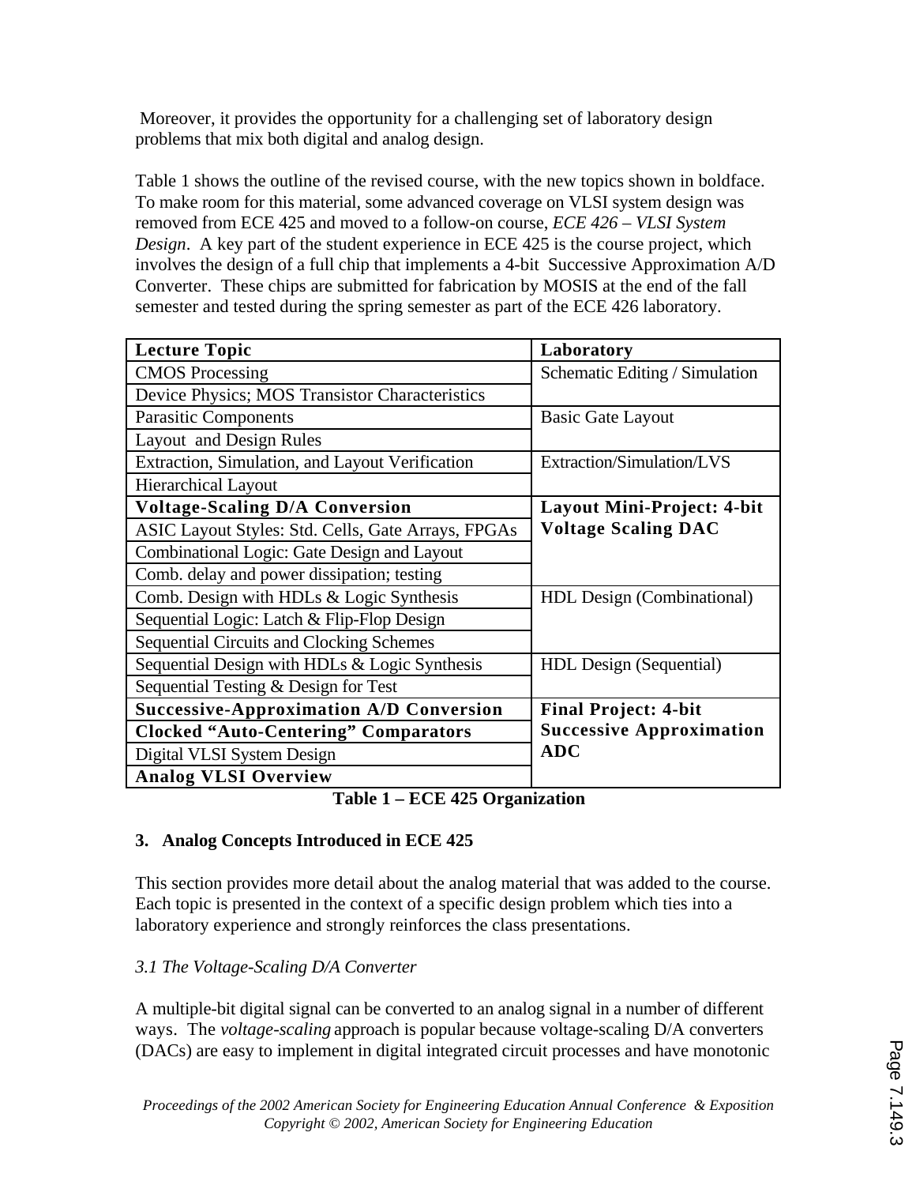Moreover, it provides the opportunity for a challenging set of laboratory design problems that mix both digital and analog design.

Table 1 shows the outline of the revised course, with the new topics shown in boldface. To make room for this material, some advanced coverage on VLSI system design was removed from ECE 425 and moved to a follow-on course, *ECE 426 – VLSI System Design*. A key part of the student experience in ECE 425 is the course project, which involves the design of a full chip that implements a 4-bit Successive Approximation A/D Converter. These chips are submitted for fabrication by MOSIS at the end of the fall semester and tested during the spring semester as part of the ECE 426 laboratory.

| Lecture Topic | Laboratory |
|---|---|
| CMOS Processing | Schematic Editing / Simulation |
| Device Physics; MOS Transistor Characteristics | |
| Parasitic Components | Basic Gate Layout |
| Layout and Design Rules | |
| Extraction, Simulation, and Layout Verification | Extraction/Simulation/LVS |
| Hierarchical Layout | |
| **Voltage-Scaling D/A Conversion** | **Layout Mini-Project: 4-bit Voltage Scaling DAC** |
| ASIC Layout Styles: Std. Cells, Gate Arrays, FPGAs | |
| Combinational Logic: Gate Design and Layout | |
| Comb. delay and power dissipation; testing | |
| Comb. Design with HDLs & Logic Synthesis | HDL Design (Combinational) |
| Sequential Logic: Latch & Flip-Flop Design | |
| Sequential Circuits and Clocking Schemes | |
| Sequential Design with HDLs & Logic Synthesis | HDL Design (Sequential) |
| Sequential Testing & Design for Test | |
| **Successive-Approximation A/D Conversion** | **Final Project: 4-bit Successive Approximation ADC** |
| **Clocked "Auto-Centering" Comparators** | |
| Digital VLSI System Design | |
| **Analog VLSI Overview** | |

**Table 1 – ECE 425 Organization**

### 3. Analog Concepts Introduced in ECE 425

This section provides more detail about the analog material that was added to the course. Each topic is presented in the context of a specific design problem which ties into a laboratory experience and strongly reinforces the class presentations.

#### *3.1 The Voltage-Scaling D/A Converter*

A multiple-bit digital signal can be converted to an analog signal in a number of different ways. The *voltage-scaling* approach is popular because voltage-scaling D/A converters (DACs) are easy to implement in digital integrated circuit processes and have monotonic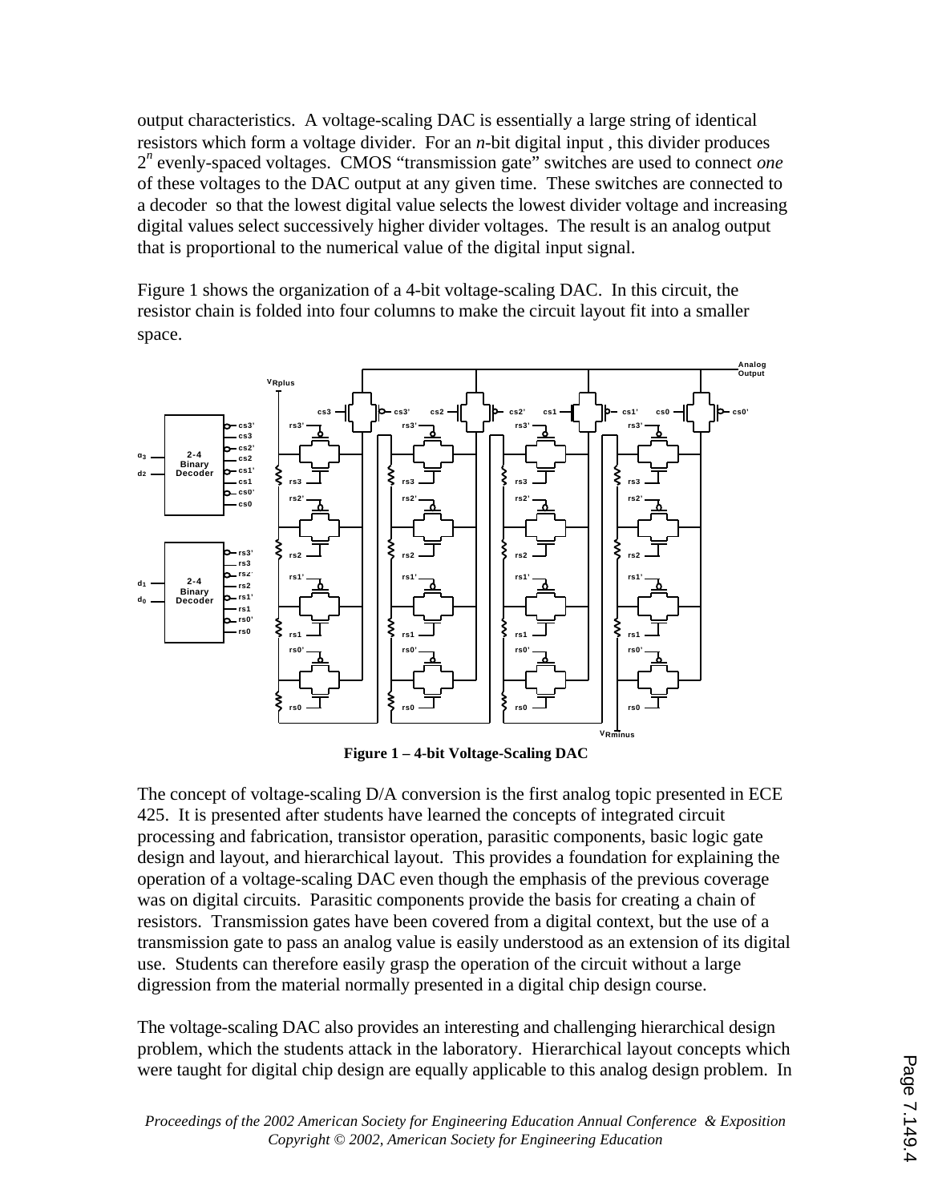output characteristics. A voltage-scaling DAC is essentially a large string of identical resistors which form a voltage divider. For an *n*-bit digital input, this divider produces $2^n$ evenly-spaced voltages. CMOS "transmission gate" switches are used to connect *one* of these voltages to the DAC output at any given time. These switches are connected to a decoder so that the lowest digital value selects the lowest divider voltage and increasing digital values select successively higher divider voltages. The result is an analog output that is proportional to the numerical value of the digital input signal.

Figure 1 shows the organization of a 4-bit voltage-scaling DAC. In this circuit, the resistor chain is folded into four columns to make the circuit layout fit into a smaller space.

**Figure 1 – 4-bit Voltage-Scaling DAC**

The concept of voltage-scaling D/A conversion is the first analog topic presented in ECE 425. It is presented after students have learned the concepts of integrated circuit processing and fabrication, transistor operation, parasitic components, basic logic gate design and layout, and hierarchical layout. This provides a foundation for explaining the operation of a voltage-scaling DAC even though the emphasis of the previous coverage was on digital circuits. Parasitic components provide the basis for creating a chain of resistors. Transmission gates have been covered from a digital context, but the use of a transmission gate to pass an analog value is easily understood as an extension of its digital use. Students can therefore easily grasp the operation of the circuit without a large digression from the material normally presented in a digital chip design course.

The voltage-scaling DAC also provides an interesting and challenging hierarchical design problem, which the students attack in the laboratory. Hierarchical layout concepts which were taught for digital chip design are equally applicable to this analog design problem. In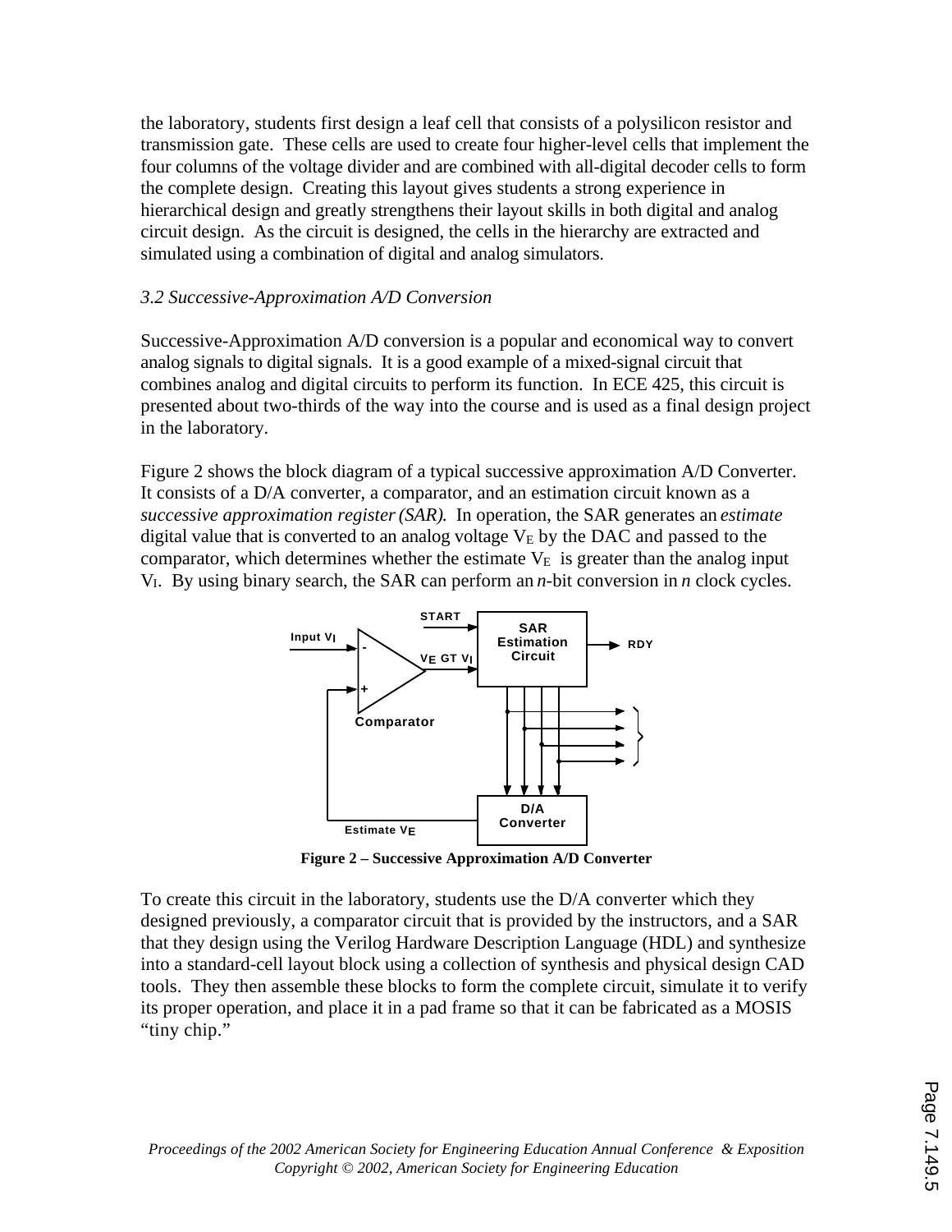the laboratory, students first design a leaf cell that consists of a polysilicon resistor and transmission gate. These cells are used to create four higher-level cells that implement the four columns of the voltage divider and are combined with all-digital decoder cells to form the complete design. Creating this layout gives students a strong experience in hierarchical design and greatly strengthens their layout skills in both digital and analog circuit design. As the circuit is designed, the cells in the hierarchy are extracted and simulated using a combination of digital and analog simulators.

### *3.2 Successive-Approximation A/D Conversion*

Successive-Approximation A/D conversion is a popular and economical way to convert analog signals to digital signals. It is a good example of a mixed-signal circuit that combines analog and digital circuits to perform its function. In ECE 425, this circuit is presented about two-thirds of the way into the course and is used as a final design project in the laboratory.

Figure 2 shows the block diagram of a typical successive approximation A/D Converter. It consists of a D/A converter, a comparator, and an estimation circuit known as a *successive approximation register (SAR).* In operation, the SAR generates an *estimate* digital value that is converted to an analog voltage $V_E$ by the DAC and passed to the comparator, which determines whether the estimate $V_E$ is greater than the analog input $V_I$. By using binary search, the SAR can perform an *n*-bit conversion in *n* clock cycles.

**Figure 2 – Successive Approximation A/D Converter**

To create this circuit in the laboratory, students use the D/A converter which they designed previously, a comparator circuit that is provided by the instructors, and a SAR that they design using the Verilog Hardware Description Language (HDL) and synthesize into a standard-cell layout block using a collection of synthesis and physical design CAD tools. They then assemble these blocks to form the complete circuit, simulate it to verify its proper operation, and place it in a pad frame so that it can be fabricated as a MOSIS "tiny chip."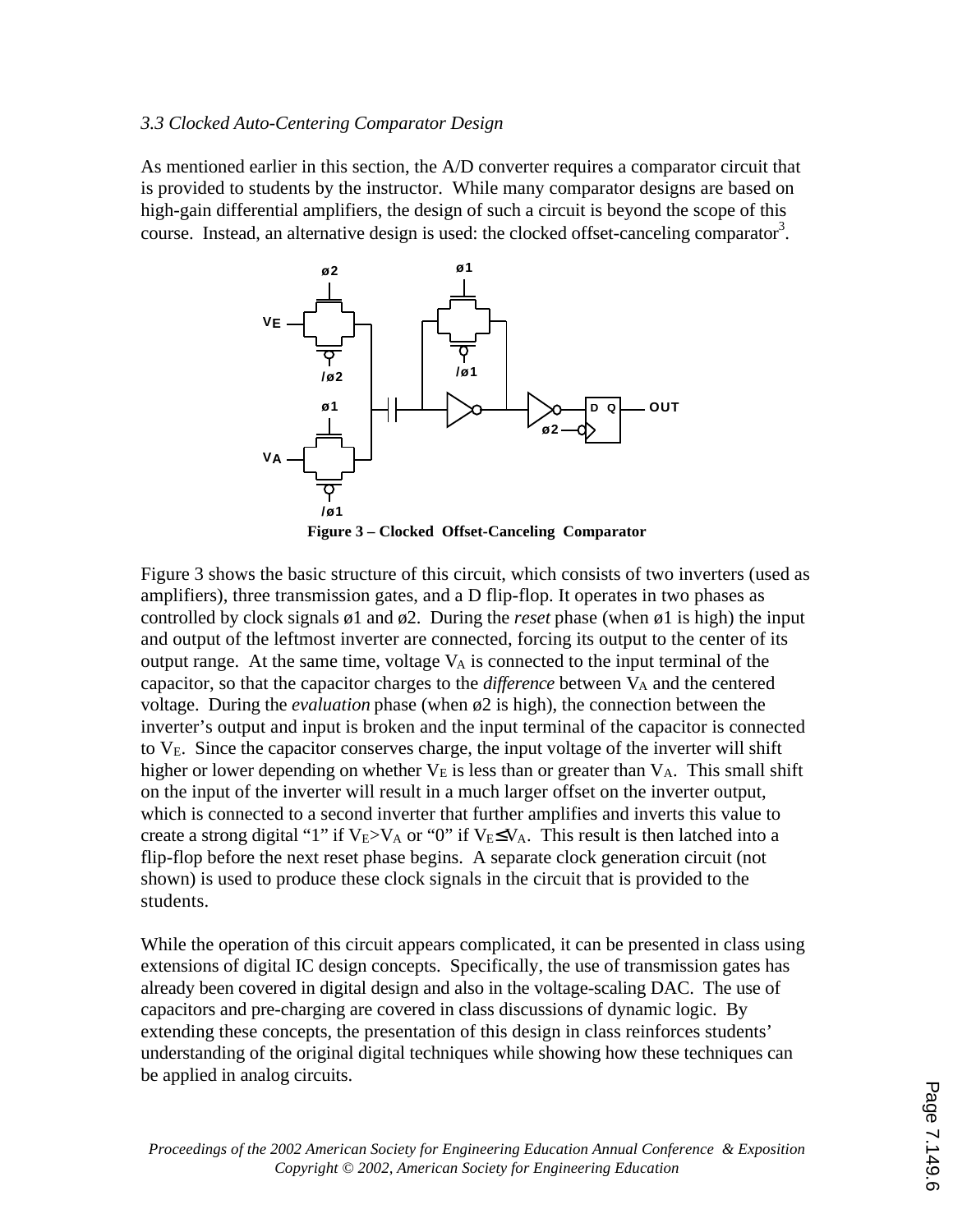*3.3 Clocked Auto-Centering Comparator Design*

As mentioned earlier in this section, the A/D converter requires a comparator circuit that is provided to students by the instructor. While many comparator designs are based on high-gain differential amplifiers, the design of such a circuit is beyond the scope of this course. Instead, an alternative design is used: the clocked offset-canceling comparator[3].

**Figure 3 – Clocked Offset-Canceling Comparator**

Figure 3 shows the basic structure of this circuit, which consists of two inverters (used as amplifiers), three transmission gates, and a D flip-flop. It operates in two phases as controlled by clock signals ø1 and ø2. During the *reset* phase (when ø1 is high) the input and output of the leftmost inverter are connected, forcing its output to the center of its output range. At the same time, voltage $V_A$ is connected to the input terminal of the capacitor, so that the capacitor charges to the *difference* between $V_A$ and the centered voltage. During the *evaluation* phase (when ø2 is high), the connection between the inverter's output and input is broken and the input terminal of the capacitor is connected to $V_E$. Since the capacitor conserves charge, the input voltage of the inverter will shift higher or lower depending on whether $V_E$ is less than or greater than $V_A$. This small shift on the input of the inverter will result in a much larger offset on the inverter output, which is connected to a second inverter that further amplifies and inverts this value to create a strong digital "1" if $V_E > V_A$ or "0" if $V_E \leq V_A$. This result is then latched into a flip-flop before the next reset phase begins. A separate clock generation circuit (not shown) is used to produce these clock signals in the circuit that is provided to the students.

While the operation of this circuit appears complicated, it can be presented in class using extensions of digital IC design concepts. Specifically, the use of transmission gates has already been covered in digital design and also in the voltage-scaling DAC. The use of capacitors and pre-charging are covered in class discussions of dynamic logic. By extending these concepts, the presentation of this design in class reinforces students' understanding of the original digital techniques while showing how these techniques can be applied in analog circuits.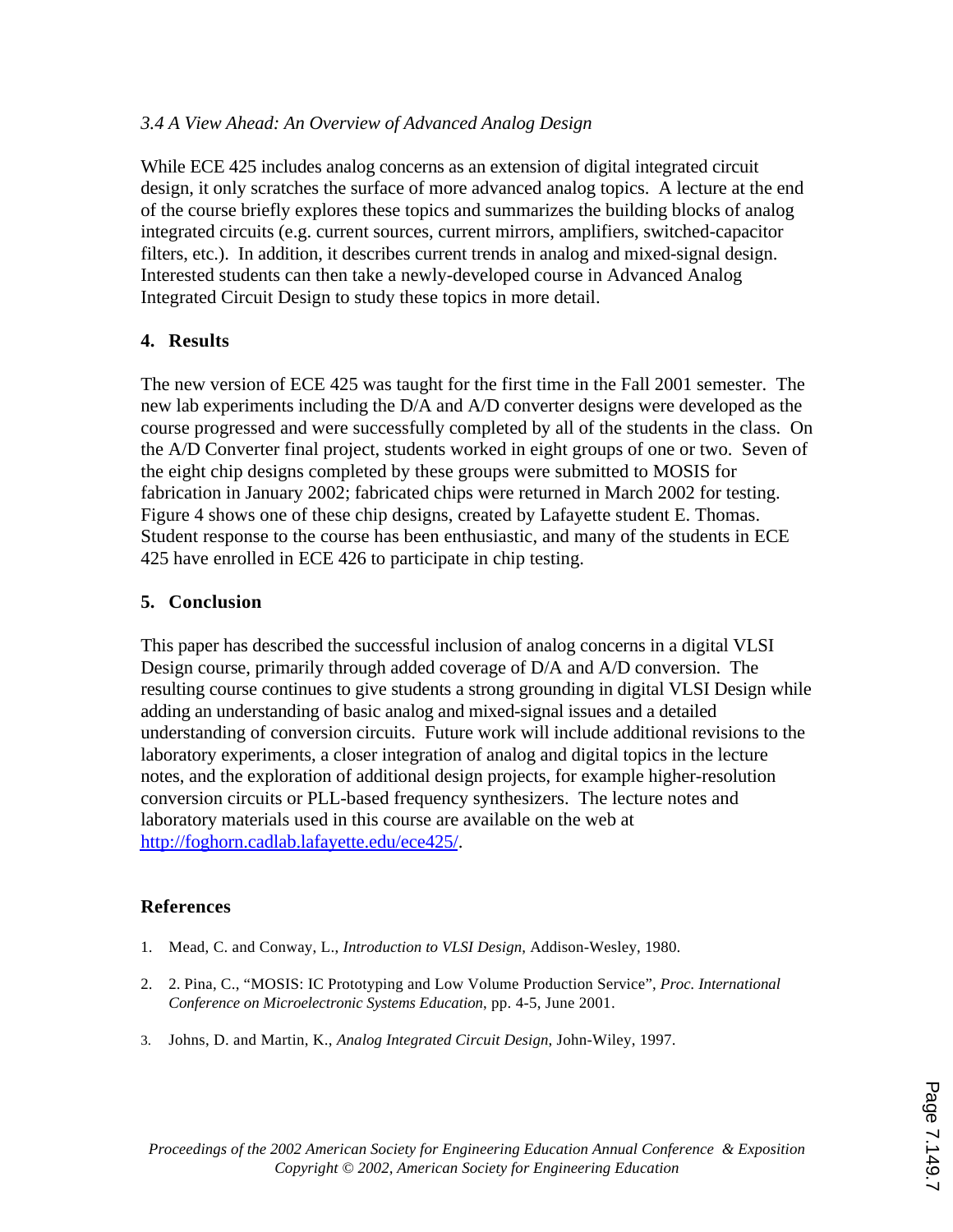### *3.4 A View Ahead: An Overview of Advanced Analog Design*

While ECE 425 includes analog concerns as an extension of digital integrated circuit design, it only scratches the surface of more advanced analog topics. A lecture at the end of the course briefly explores these topics and summarizes the building blocks of analog integrated circuits (e.g. current sources, current mirrors, amplifiers, switched-capacitor filters, etc.). In addition, it describes current trends in analog and mixed-signal design. Interested students can then take a newly-developed course in Advanced Analog Integrated Circuit Design to study these topics in more detail.

## 4. Results

The new version of ECE 425 was taught for the first time in the Fall 2001 semester. The new lab experiments including the D/A and A/D converter designs were developed as the course progressed and were successfully completed by all of the students in the class. On the A/D Converter final project, students worked in eight groups of one or two. Seven of the eight chip designs completed by these groups were submitted to MOSIS for fabrication in January 2002; fabricated chips were returned in March 2002 for testing. Figure 4 shows one of these chip designs, created by Lafayette student E. Thomas. Student response to the course has been enthusiastic, and many of the students in ECE 425 have enrolled in ECE 426 to participate in chip testing.

## 5. Conclusion

This paper has described the successful inclusion of analog concerns in a digital VLSI Design course, primarily through added coverage of D/A and A/D conversion. The resulting course continues to give students a strong grounding in digital VLSI Design while adding an understanding of basic analog and mixed-signal issues and a detailed understanding of conversion circuits. Future work will include additional revisions to the laboratory experiments, a closer integration of analog and digital topics in the lecture notes, and the exploration of additional design projects, for example higher-resolution conversion circuits or PLL-based frequency synthesizers. The lecture notes and laboratory materials used in this course are available on the web at http://foghorn.cadlab.lafayette.edu/ece425/.

## References

1. Mead, C. and Conway, L., *Introduction to VLSI Design*, Addison-Wesley, 1980.
2. 2. Pina, C., "MOSIS: IC Prototyping and Low Volume Production Service", *Proc. International Conference on Microelectronic Systems Education*, pp. 4-5, June 2001.
3. Johns, D. and Martin, K., *Analog Integrated Circuit Design*, John-Wiley, 1997.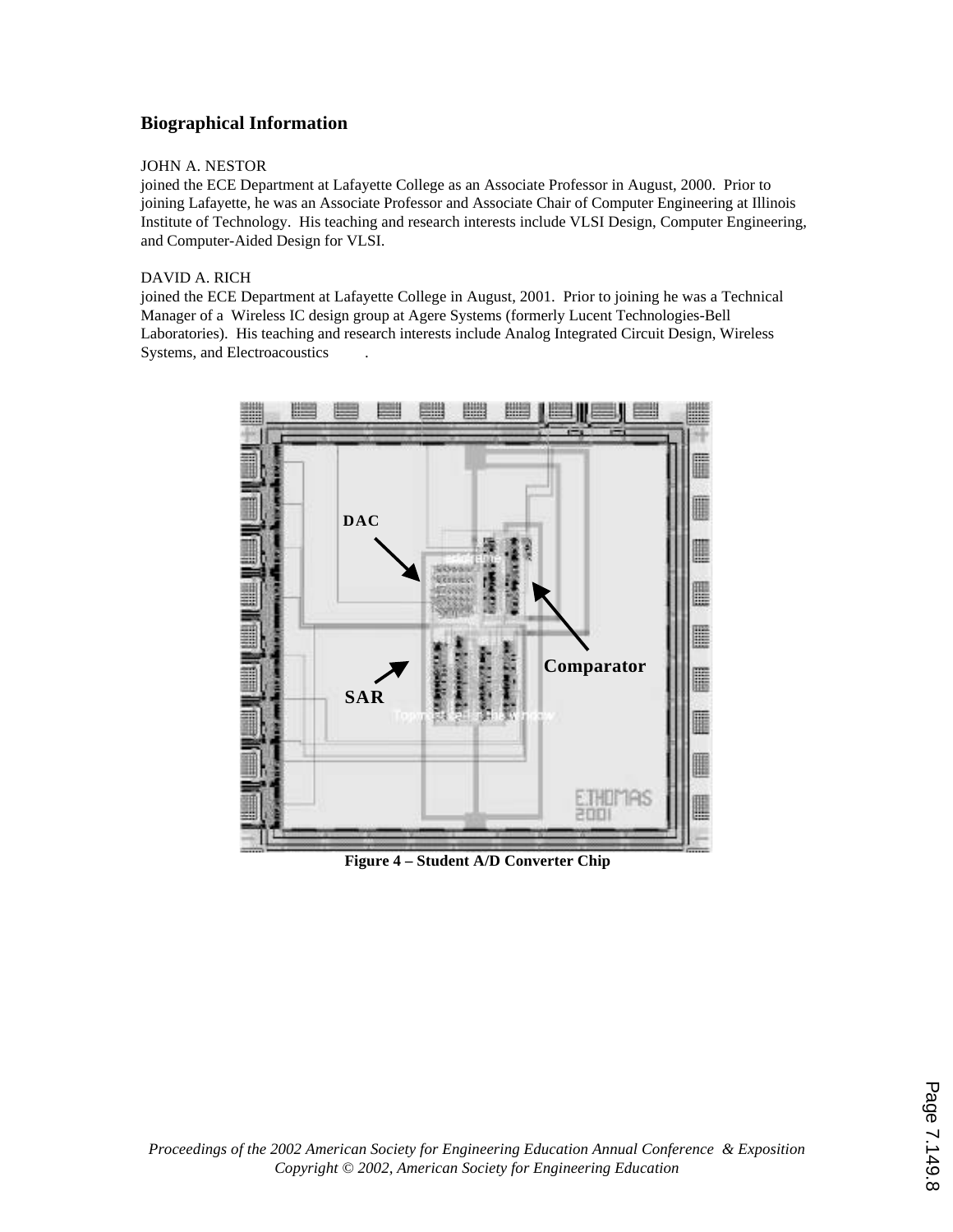## Biographical Information

JOHN A. NESTOR
joined the ECE Department at Lafayette College as an Associate Professor in August, 2000. Prior to joining Lafayette, he was an Associate Professor and Associate Chair of Computer Engineering at Illinois Institute of Technology. His teaching and research interests include VLSI Design, Computer Engineering, and Computer-Aided Design for VLSI.

DAVID A. RICH
joined the ECE Department at Lafayette College in August, 2001. Prior to joining he was a Technical Manager of a Wireless IC design group at Agere Systems (formerly Lucent Technologies-Bell Laboratories). His teaching and research interests include Analog Integrated Circuit Design, Wireless Systems, and Electroacoustics.

DAC

Comparator

SAR

**Figure 4 – Student A/D Converter Chip**